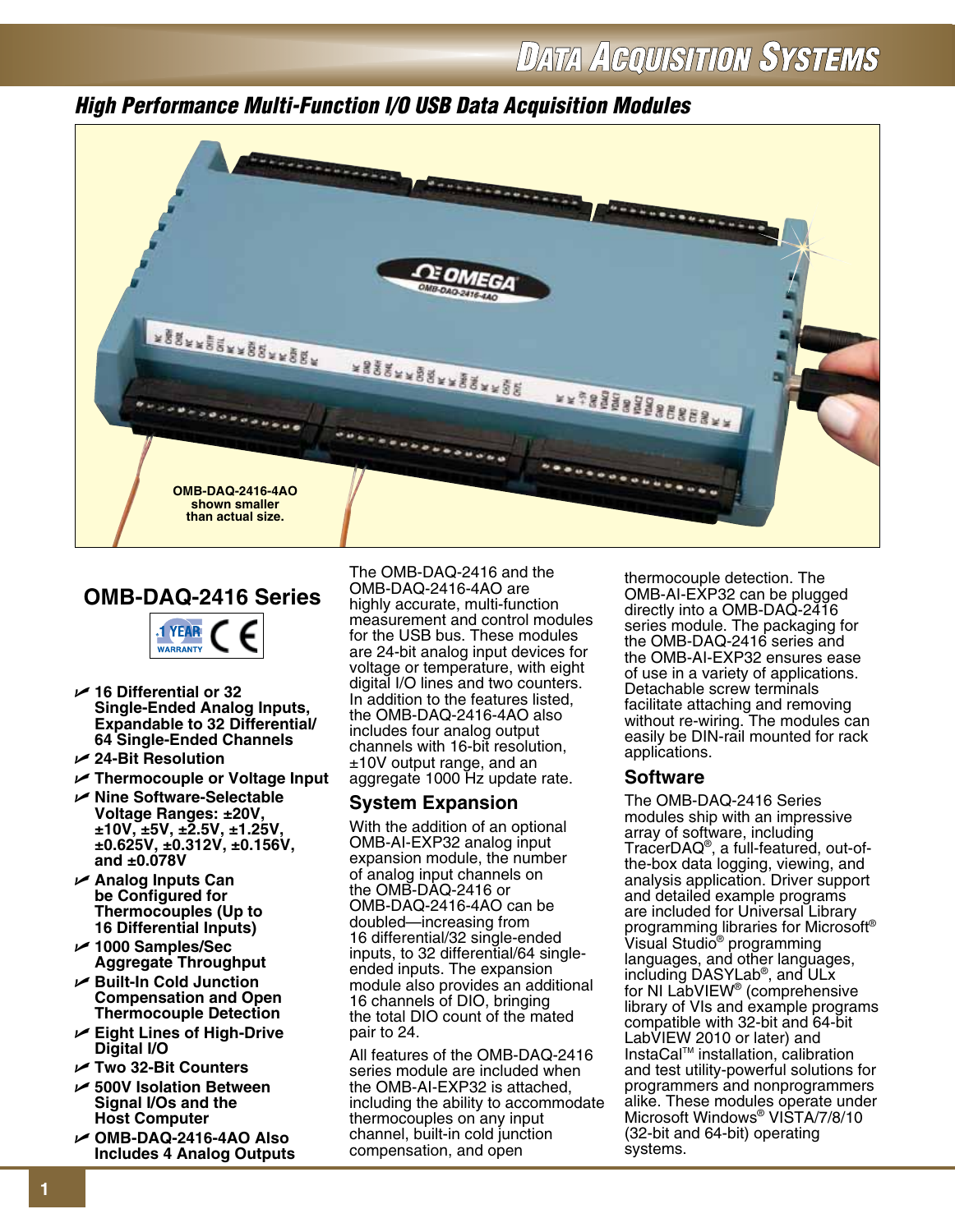# Data Acquisition Systems

## High Performance Multi-Function I/O USB Data Acquisition Modules

OMB-DAQ-2416-4AO shown smaller than actual size.

## OMB-DAQ-2416 Series

1 YEAR WARRANTY CE

- **16 Differential or 32 Single-Ended Analog Inputs, Expandable to 32 Differential/ 64 Single-Ended Channels**
- **24-Bit Resolution**
- **Thermocouple or Voltage Input**
- **Nine Software-Selectable Voltage Ranges: ±20V, ±10V, ±5V, ±2.5V, ±1.25V, ±0.625V, ±0.312V, ±0.156V, and ±0.078V**
- **Analog Inputs Can be Configured for Thermocouples (Up to 16 Differential Inputs)**
- **1000 Samples/Sec Aggregate Throughput**
- **Built-In Cold Junction Compensation and Open Thermocouple Detection**
- **Eight Lines of High-Drive Digital I/O**
- **Two 32-Bit Counters**
- **500V Isolation Between Signal I/Os and the Host Computer**
- **OMB-DAQ-2416-4AO Also Includes 4 Analog Outputs**

The OMB-DAQ-2416 and the OMB-DAQ-2416-4AO are highly accurate, multi-function measurement and control modules for the USB bus. These modules are 24-bit analog input devices for voltage or temperature, with eight digital I/O lines and two counters. In addition to the features listed, the OMB-DAQ-2416-4AO also includes four analog output channels with 16-bit resolution, ±10V output range, and an aggregate 1000 Hz update rate.

### System Expansion

With the addition of an optional OMB-AI-EXP32 analog input expansion module, the number of analog input channels on the OMB-DAQ-2416 or OMB-DAQ-2416-4AO can be doubled—increasing from 16 differential/32 single-ended inputs, to 32 differential/64 single-ended inputs. The expansion module also provides an additional 16 channels of DIO, bringing the total DIO count of the mated pair to 24.

All features of the OMB-DAQ-2416 series module are included when the OMB-AI-EXP32 is attached, including the ability to accommodate thermocouples on any input channel, built-in cold junction compensation, and open thermocouple detection. The OMB-AI-EXP32 can be plugged directly into a OMB-DAQ-2416 series module. The packaging for the OMB-DAQ-2416 series and the OMB-AI-EXP32 ensures ease of use in a variety of applications. Detachable screw terminals facilitate attaching and removing without re-wiring. The modules can easily be DIN-rail mounted for rack applications.

### Software

The OMB-DAQ-2416 Series modules ship with an impressive array of software, including TracerDAQ®, a full-featured, out-of-the-box data logging, viewing, and analysis application. Driver support and detailed example programs are included for Universal Library programming libraries for Microsoft® Visual Studio® programming languages, and other languages, including DASYLab®, and ULx for NI LabVIEW® (comprehensive library of VIs and example programs compatible with 32-bit and 64-bit LabVIEW 2010 or later) and InstaCal™ installation, calibration and test utility-powerful solutions for programmers and nonprogrammers alike. These modules operate under Microsoft Windows® VISTA/7/8/10 (32-bit and 64-bit) operating systems.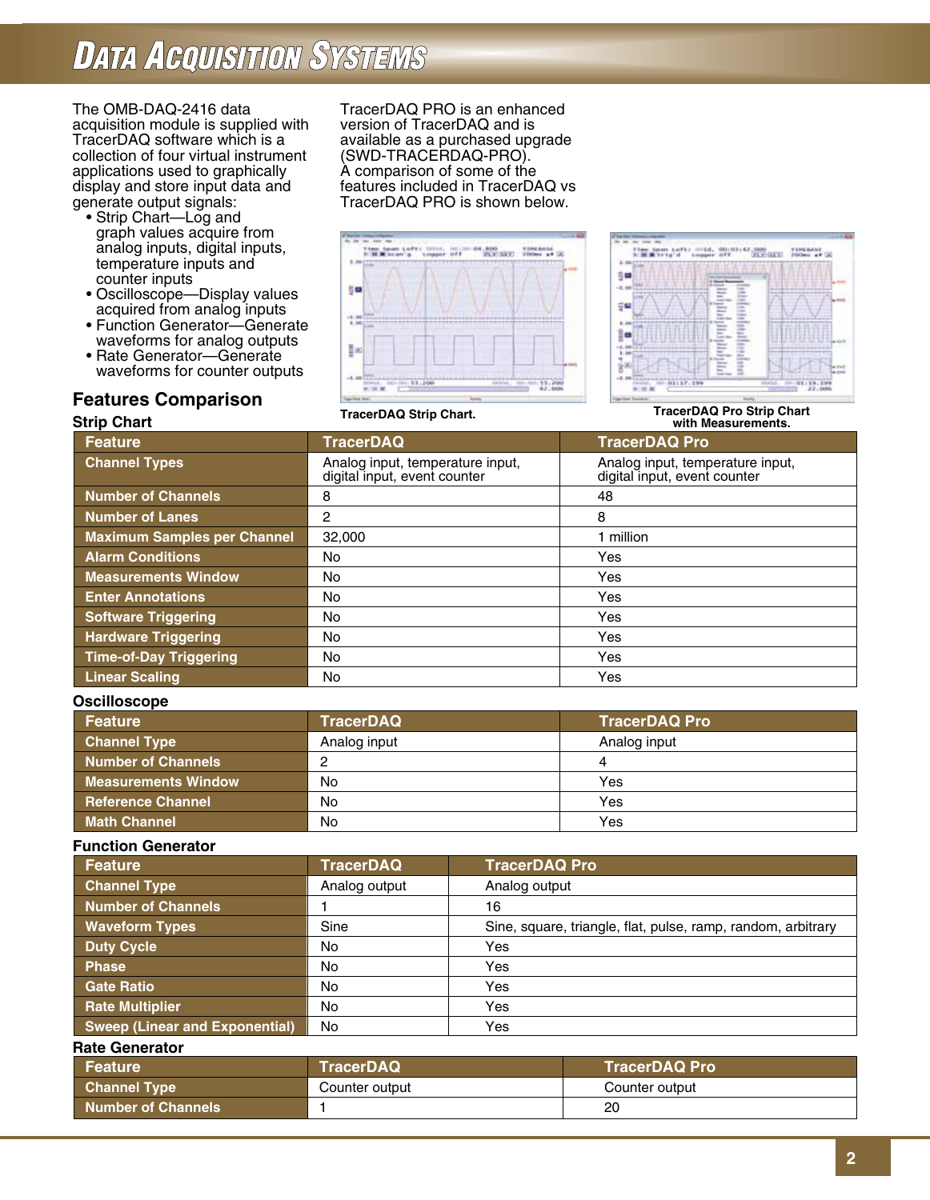# Data Acquisition Systems

The OMB-DAQ-2416 data acquisition module is supplied with TracerDAQ software which is a collection of four virtual instrument applications used to graphically display and store input data and generate output signals:

- Strip Chart—Log and graph values acquire from analog inputs, digital inputs, temperature inputs and counter inputs
- Oscilloscope—Display values acquired from analog inputs
- Function Generator—Generate waveforms for analog outputs
- Rate Generator—Generate waveforms for counter outputs

TracerDAQ PRO is an enhanced version of TracerDAQ and is available as a purchased upgrade (SWD-TRACERDAQ-PRO). A comparison of some of the features included in TracerDAQ vs TracerDAQ PRO is shown below.

TracerDAQ Strip Chart.

TracerDAQ Pro Strip Chart with Measurements.

## Features Comparison

### Strip Chart

| Feature | TracerDAQ | TracerDAQ Pro |
|---|---|---|
| Channel Types | Analog input, temperature input, digital input, event counter | Analog input, temperature input, digital input, event counter |
| Number of Channels | 8 | 48 |
| Number of Lanes | 2 | 8 |
| Maximum Samples per Channel | 32,000 | 1 million |
| Alarm Conditions | No | Yes |
| Measurements Window | No | Yes |
| Enter Annotations | No | Yes |
| Software Triggering | No | Yes |
| Hardware Triggering | No | Yes |
| Time-of-Day Triggering | No | Yes |
| Linear Scaling | No | Yes |

### Oscilloscope

| Feature | TracerDAQ | TracerDAQ Pro |
|---|---|---|
| Channel Type | Analog input | Analog input |
| Number of Channels | 2 | 4 |
| Measurements Window | No | Yes |
| Reference Channel | No | Yes |
| Math Channel | No | Yes |

### Function Generator

| Feature | TracerDAQ | TracerDAQ Pro |
|---|---|---|
| Channel Type | Analog output | Analog output |
| Number of Channels | 1 | 16 |
| Waveform Types | Sine | Sine, square, triangle, flat, pulse, ramp, random, arbitrary |
| Duty Cycle | No | Yes |
| Phase | No | Yes |
| Gate Ratio | No | Yes |
| Rate Multiplier | No | Yes |
| Sweep (Linear and Exponential) | No | Yes |

### Rate Generator

| Feature | TracerDAQ | TracerDAQ Pro |
|---|---|---|
| Channel Type | Counter output | Counter output |
| Number of Channels | 1 | 20 |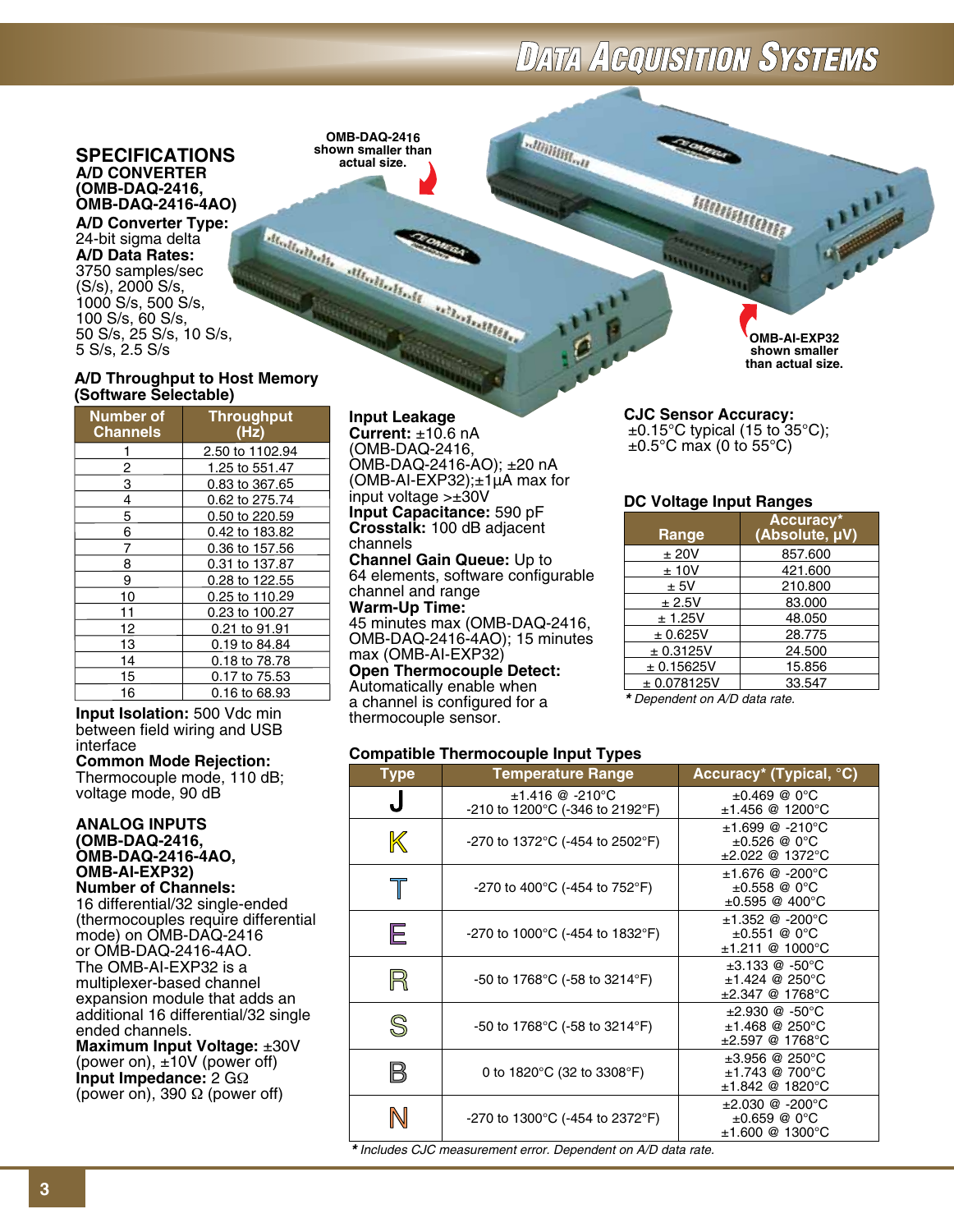## SPECIFICATIONS

### A/D CONVERTER (OMB-DAQ-2416, OMB-DAQ-2416-4AO)

**A/D Converter Type:** 24-bit sigma delta

**A/D Data Rates:** 3750 samples/sec (S/s), 2000 S/s, 1000 S/s, 500 S/s, 100 S/s, 60 S/s, 50 S/s, 25 S/s, 10 S/s, 5 S/s, 2.5 S/s

OMB-DAQ-2416 shown smaller than actual size.

OMB-AI-EXP32 shown smaller than actual size.

**A/D Throughput to Host Memory (Software Selectable)**

| Number of Channels | Throughput (Hz) |
|---|---|
| 1 | 2.50 to 1102.94 |
| 2 | 1.25 to 551.47 |
| 3 | 0.83 to 367.65 |
| 4 | 0.62 to 275.74 |
| 5 | 0.50 to 220.59 |
| 6 | 0.42 to 183.82 |
| 7 | 0.36 to 157.56 |
| 8 | 0.31 to 137.87 |
| 9 | 0.28 to 122.55 |
| 10 | 0.25 to 110.29 |
| 11 | 0.23 to 100.27 |
| 12 | 0.21 to 91.91 |
| 13 | 0.19 to 84.84 |
| 14 | 0.18 to 78.78 |
| 15 | 0.17 to 75.53 |
| 16 | 0.16 to 68.93 |

**Input Isolation:** 500 Vdc min between field wiring and USB interface

**Common Mode Rejection:** Thermocouple mode, 110 dB; voltage mode, 90 dB

### ANALOG INPUTS (OMB-DAQ-2416, OMB-DAQ-2416-4AO, OMB-AI-EXP32)

**Number of Channels:** 16 differential/32 single-ended (thermocouples require differential mode) on OMB-DAQ-2416 or OMB-DAQ-2416-4AO. The OMB-AI-EXP32 is a multiplexer-based channel expansion module that adds an additional 16 differential/32 single ended channels.

**Maximum Input Voltage:** ±30V (power on), ±10V (power off)

**Input Impedance:** 2 GΩ (power on), 390 Ω (power off)

**Input Leakage Current:** ±10.6 nA (OMB-DAQ-2416, OMB-DAQ-2416-4AO); ±20 nA (OMB-AI-EXP32);±1µA max for input voltage >±30V

**Input Capacitance:** 590 pF

**Crosstalk:** 100 dB adjacent channels

**Channel Gain Queue:** Up to 64 elements, software configurable channel and range

**Warm-Up Time:** 45 minutes max (OMB-DAQ-2416, OMB-DAQ-2416-4AO); 15 minutes max (OMB-AI-EXP32)

**Open Thermocouple Detect:** Automatically enable when a channel is configured for a thermocouple sensor.

**CJC Sensor Accuracy:** ±0.15°C typical (15 to 35°C); ±0.5°C max (0 to 55°C)

**DC Voltage Input Ranges**

| Range | Accuracy* (Absolute, µV) |
|---|---|
| ± 20V | 857.600 |
| ± 10V | 421.600 |
| ± 5V | 210.800 |
| ± 2.5V | 83.000 |
| ± 1.25V | 48.050 |
| ± 0.625V | 28.775 |
| ± 0.3125V | 24.500 |
| ± 0.15625V | 15.856 |
| ± 0.078125V | 33.547 |

*\* Dependent on A/D data rate.*

**Compatible Thermocouple Input Types**

| Type | Temperature Range | Accuracy* (Typical, °C) |
|---|---|---|
| J | ±1.416 @ -210°C<br>-210 to 1200°C (-346 to 2192°F) | ±0.469 @ 0°C<br>±1.456 @ 1200°C |
| K | -270 to 1372°C (-454 to 2502°F) | ±1.699 @ -210°C<br>±0.526 @ 0°C<br>±2.022 @ 1372°C |
| T | -270 to 400°C (-454 to 752°F) | ±1.676 @ -200°C<br>±0.558 @ 0°C<br>±0.595 @ 400°C |
| E | -270 to 1000°C (-454 to 1832°F) | ±1.352 @ -200°C<br>±0.551 @ 0°C<br>±1.211 @ 1000°C |
| R | -50 to 1768°C (-58 to 3214°F) | ±3.133 @ -50°C<br>±1.424 @ 250°C<br>±2.347 @ 1768°C |
| S | -50 to 1768°C (-58 to 3214°F) | ±2.930 @ -50°C<br>±1.468 @ 250°C<br>±2.597 @ 1768°C |
| B | 0 to 1820°C (32 to 3308°F) | ±3.956 @ 250°C<br>±1.743 @ 700°C<br>±1.842 @ 1820°C |
| N | -270 to 1300°C (-454 to 2372°F) | ±2.030 @ -200°C<br>±0.659 @ 0°C<br>±1.600 @ 1300°C |

*\* Includes CJC measurement error. Dependent on A/D data rate.*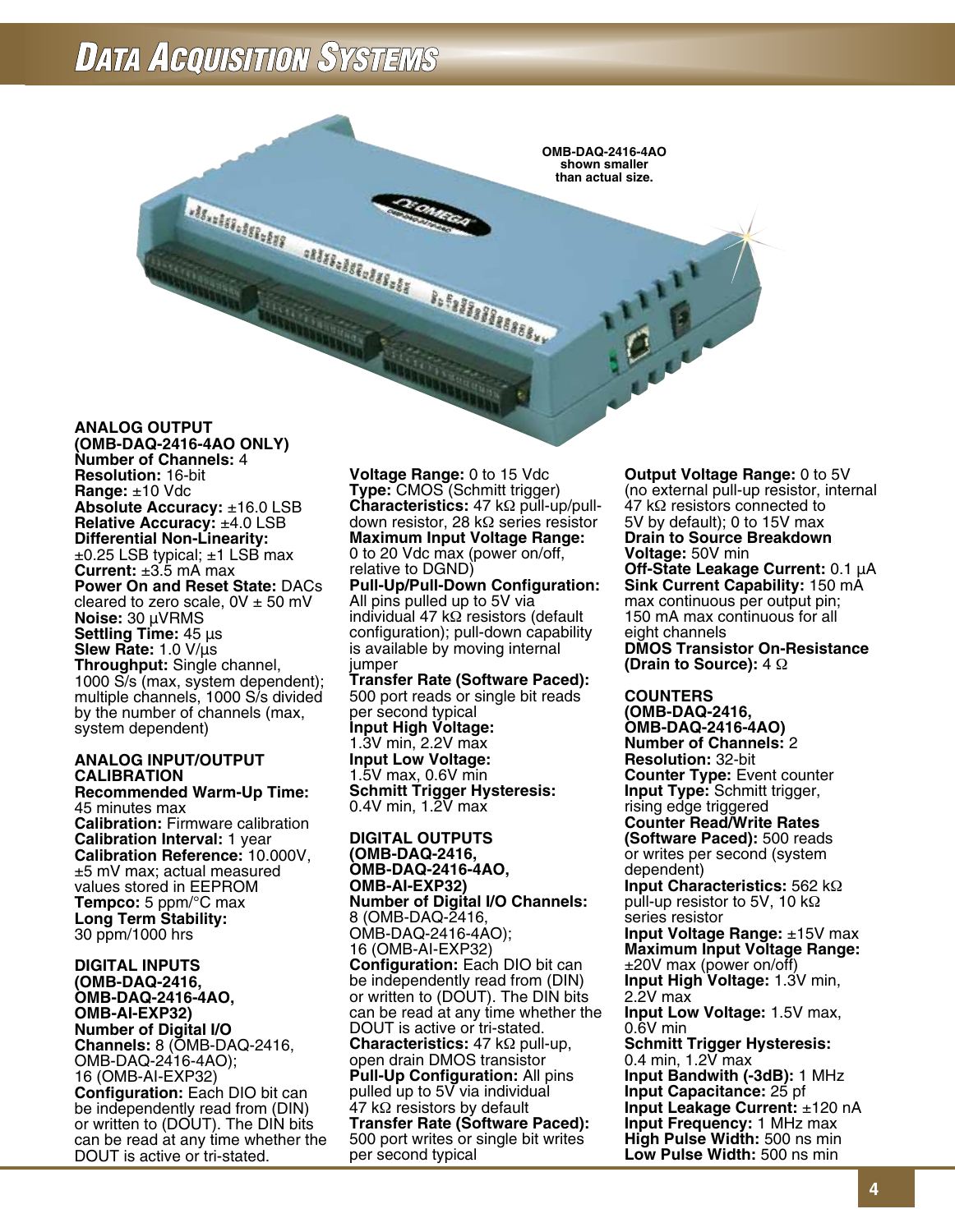# Data Acquisition Systems

OMB-DAQ-2416-4AO shown smaller than actual size.

**ANALOG OUTPUT (OMB-DAQ-2416-4AO ONLY)**
**Number of Channels:** 4
**Resolution:** 16-bit
**Range:** ±10 Vdc
**Absolute Accuracy:** ±16.0 LSB
**Relative Accuracy:** ±4.0 LSB
**Differential Non-Linearity:** ±0.25 LSB typical; ±1 LSB max
**Current:** ±3.5 mA max
**Power On and Reset State:** DACs cleared to zero scale, 0V ± 50 mV
**Noise:** 30 µVRMS
**Settling Time:** 45 µs
**Slew Rate:** 1.0 V/µs
**Throughput:** Single channel, 1000 S/s (max, system dependent); multiple channels, 1000 S/s divided by the number of channels (max, system dependent)

**ANALOG INPUT/OUTPUT CALIBRATION**
**Recommended Warm-Up Time:** 45 minutes max
**Calibration:** Firmware calibration
**Calibration Interval:** 1 year
**Calibration Reference:** 10.000V, ±5 mV max; actual measured values stored in EEPROM
**Tempco:** 5 ppm/°C max
**Long Term Stability:** 30 ppm/1000 hrs

**DIGITAL INPUTS (OMB-DAQ-2416, OMB-DAQ-2416-4AO, OMB-AI-EXP32)**
**Number of Digital I/O Channels:** 8 (OMB-DAQ-2416, OMB-DAQ-2416-4AO); 16 (OMB-AI-EXP32)
**Configuration:** Each DIO bit can be independently read from (DIN) or written to (DOUT). The DIN bits can be read at any time whether the DOUT is active or tri-stated.
**Voltage Range:** 0 to 15 Vdc
**Type:** CMOS (Schmitt trigger)
**Characteristics:** 47 kΩ pull-up/pull-down resistor, 28 kΩ series resistor
**Maximum Input Voltage Range:** 0 to 20 Vdc max (power on/off, relative to DGND)
**Pull-Up/Pull-Down Configuration:** All pins pulled up to 5V via individual 47 kΩ resistors (default configuration); pull-down capability is available by moving internal jumper
**Transfer Rate (Software Paced):** 500 port reads or single bit reads per second typical
**Input High Voltage:** 1.3V min, 2.2V max
**Input Low Voltage:** 1.5V max, 0.6V min
**Schmitt Trigger Hysteresis:** 0.4V min, 1.2V max

**DIGITAL OUTPUTS (OMB-DAQ-2416, OMB-DAQ-2416-4AO, OMB-AI-EXP32)**
**Number of Digital I/O Channels:** 8 (OMB-DAQ-2416, OMB-DAQ-2416-4AO); 16 (OMB-AI-EXP32)
**Configuration:** Each DIO bit can be independently read from (DIN) or written to (DOUT). The DIN bits can be read at any time whether the DOUT is active or tri-stated.
**Characteristics:** 47 kΩ pull-up, open drain DMOS transistor
**Pull-Up Configuration:** All pins pulled up to 5V via individual 47 kΩ resistors by default
**Transfer Rate (Software Paced):** 500 port writes or single bit writes per second typical
**Output Voltage Range:** 0 to 5V (no external pull-up resistor, internal 47 kΩ resistors connected to 5V by default); 0 to 15V max
**Drain to Source Breakdown Voltage:** 50V min
**Off-State Leakage Current:** 0.1 µA
**Sink Current Capability:** 150 mA max continuous per output pin; 150 mA max continuous for all eight channels
**DMOS Transistor On-Resistance (Drain to Source):** 4 Ω

**COUNTERS (OMB-DAQ-2416, OMB-DAQ-2416-4AO)**
**Number of Channels:** 2
**Resolution:** 32-bit
**Counter Type:** Event counter
**Input Type:** Schmitt trigger, rising edge triggered
**Counter Read/Write Rates (Software Paced):** 500 reads or writes per second (system dependent)
**Input Characteristics:** 562 kΩ pull-up resistor to 5V, 10 kΩ series resistor
**Input Voltage Range:** ±15V max
**Maximum Input Voltage Range:** ±20V max (power on/off)
**Input High Voltage:** 1.3V min, 2.2V max
**Input Low Voltage:** 1.5V max, 0.6V min
**Schmitt Trigger Hysteresis:** 0.4 min, 1.2V max
**Input Bandwith (-3dB):** 1 MHz
**Input Capacitance:** 25 pf
**Input Leakage Current:** ±120 nA
**Input Frequency:** 1 MHz max
**High Pulse Width:** 500 ns min
**Low Pulse Width:** 500 ns min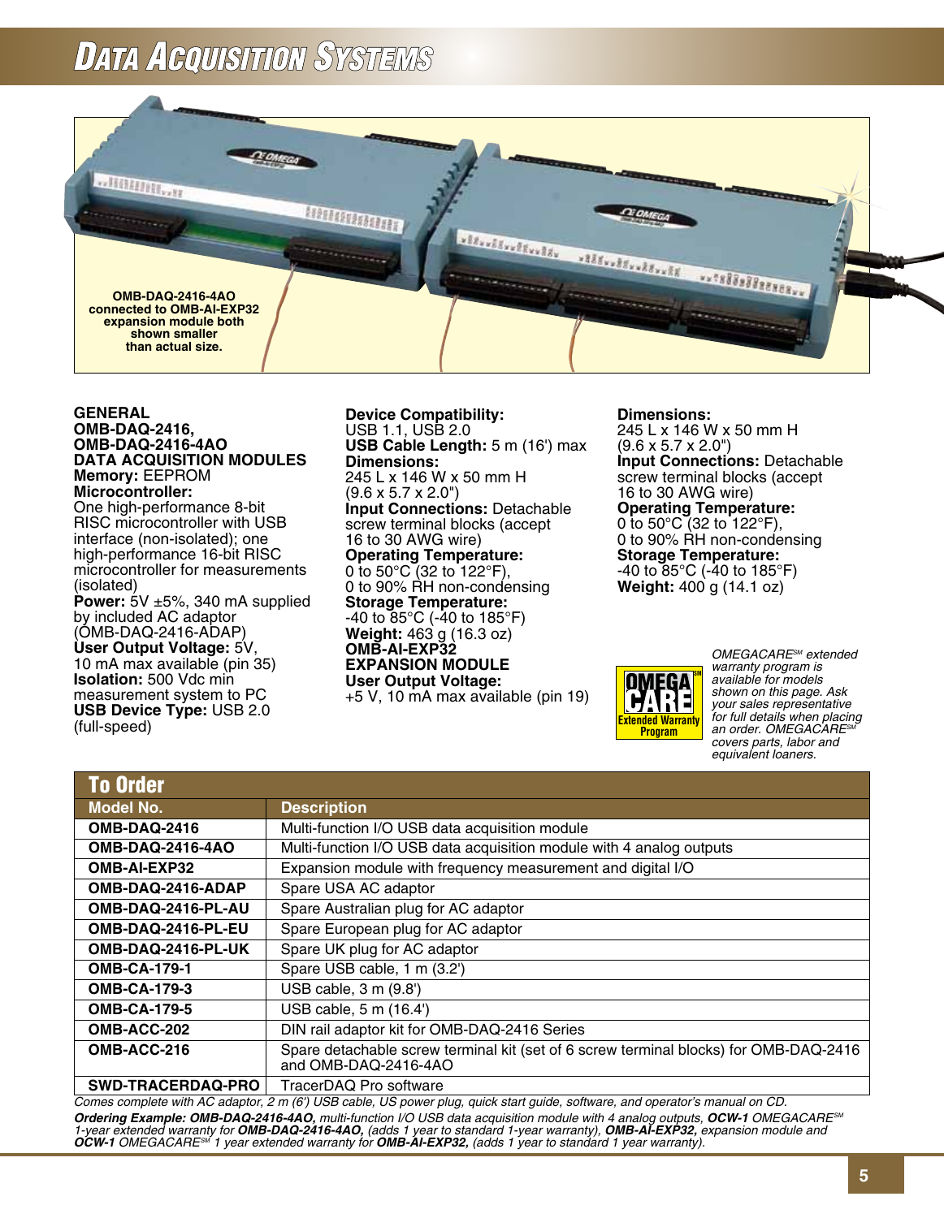# DATA ACQUISITION SYSTEMS

OMB-DAQ-2416-4AO connected to OMB-AI-EXP32 expansion module both shown smaller than actual size.

**GENERAL**
**OMB-DAQ-2416, OMB-DAQ-2416-4AO DATA ACQUISITION MODULES**
**Memory:** EEPROM
**Microcontroller:** One high-performance 8-bit RISC microcontroller with USB interface (non-isolated); one high-performance 16-bit RISC microcontroller for measurements (isolated)
**Power:** 5V ±5%, 340 mA supplied by included AC adaptor (OMB-DAQ-2416-ADAP)
**User Output Voltage:** 5V, 10 mA max available (pin 35)
**Isolation:** 500 Vdc min measurement system to PC
**USB Device Type:** USB 2.0 (full-speed)
**Device Compatibility:** USB 1.1, USB 2.0
**USB Cable Length:** 5 m (16') max
**Dimensions:** 245 L x 146 W x 50 mm H (9.6 x 5.7 x 2.0")
**Input Connections:** Detachable screw terminal blocks (accept 16 to 30 AWG wire)
**Operating Temperature:** 0 to 50°C (32 to 122°F), 0 to 90% RH non-condensing
**Storage Temperature:** -40 to 85°C (-40 to 185°F)
**Weight:** 463 g (16.3 oz)

**OMB-AI-EXP32 EXPANSION MODULE**
**User Output Voltage:** +5 V, 10 mA max available (pin 19)
**Dimensions:** 245 L x 146 W x 50 mm H (9.6 x 5.7 x 2.0")
**Input Connections:** Detachable screw terminal blocks (accept 16 to 30 AWG wire)
**Operating Temperature:** 0 to 50°C (32 to 122°F), 0 to 90% RH non-condensing
**Storage Temperature:** -40 to 85°C (-40 to 185°F)
**Weight:** 400 g (14.1 oz)

OMEGA CARE Extended Warranty Program

*OMEGACARE SM extended warranty program is available for models shown on this page. Ask your sales representative for full details when placing an order. OMEGACARE SM covers parts, labor and equivalent loaners.*

## To Order

| Model No. | Description |
|---|---|
| **OMB-DAQ-2416** | Multi-function I/O USB data acquisition module |
| **OMB-DAQ-2416-4AO** | Multi-function I/O USB data acquisition module with 4 analog outputs |
| **OMB-AI-EXP32** | Expansion module with frequency measurement and digital I/O |
| **OMB-DAQ-2416-ADAP** | Spare USA AC adaptor |
| **OMB-DAQ-2416-PL-AU** | Spare Australian plug for AC adaptor |
| **OMB-DAQ-2416-PL-EU** | Spare European plug for AC adaptor |
| **OMB-DAQ-2416-PL-UK** | Spare UK plug for AC adaptor |
| **OMB-CA-179-1** | Spare USB cable, 1 m (3.2') |
| **OMB-CA-179-3** | USB cable, 3 m (9.8') |
| **OMB-CA-179-5** | USB cable, 5 m (16.4') |
| **OMB-ACC-202** | DIN rail adaptor kit for OMB-DAQ-2416 Series |
| **OMB-ACC-216** | Spare detachable screw terminal kit (set of 6 screw terminal blocks) for OMB-DAQ-2416 and OMB-DAQ-2416-4AO |
| **SWD-TRACERDAQ-PRO** | TracerDAQ Pro software |

*Comes complete with AC adaptor, 2 m (6') USB cable, US power plug, quick start guide, software, and operator's manual on CD.*

***Ordering Example: OMB-DAQ-2416-4AO,*** *multi-function I/O USB data acquisition module with 4 analog outputs,* ***OCW-1*** *OMEGACARE SM 1-year extended warranty for* ***OMB-DAQ-2416-4AO,*** *(adds 1 year to standard 1-year warranty),* ***OMB-AI-EXP32,*** *expansion module and* ***OCW-1*** *OMEGACARE SM 1 year extended warranty for* ***OMB-AI-EXP32,*** *(adds 1 year to standard 1 year warranty).*